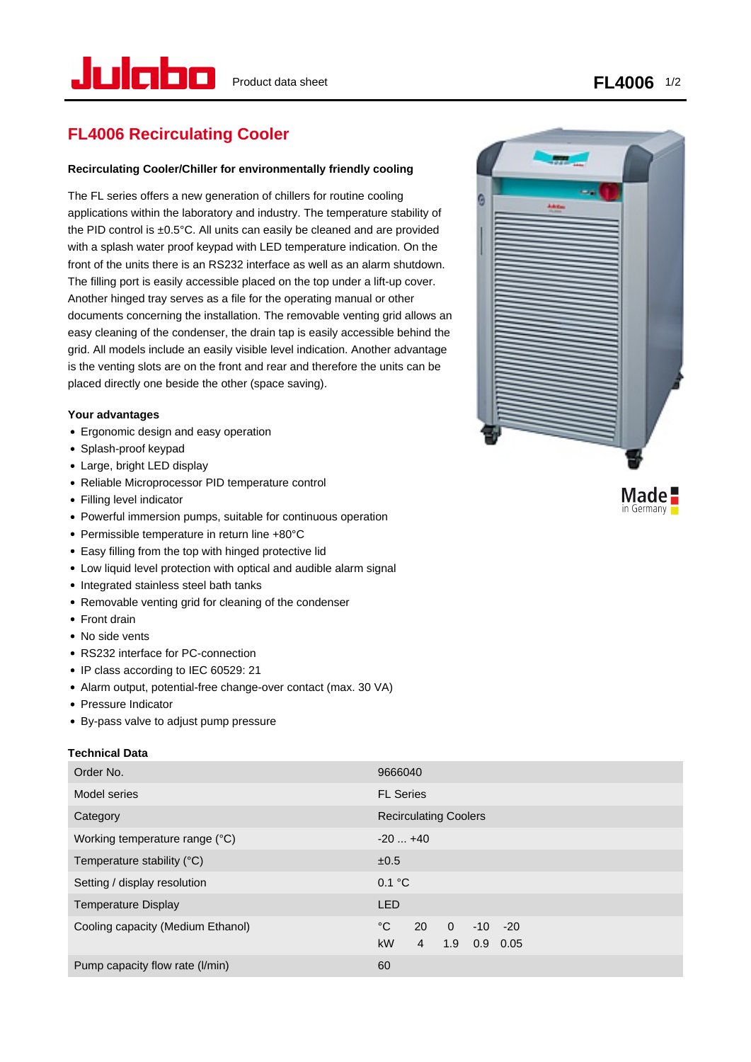# FL4006 Recirculating Cooler

**Recirculating Cooler/Chiller for environmentally friendly cooling**

The FL series offers a new generation of chillers for routine cooling applications within the laboratory and industry. The temperature stability of the PID control is ±0.5°C. All units can easily be cleaned and are provided with a splash water proof keypad with LED temperature indication. On the front of the units there is an RS232 interface as well as an alarm shutdown. The filling port is easily accessible placed on the top under a lift-up cover. Another hinged tray serves as a file for the operating manual or other documents concerning the installation. The removable venting grid allows an easy cleaning of the condenser, the drain tap is easily accessible behind the grid. All models include an easily visible level indication. Another advantage is the venting slots are on the front and rear and therefore the units can be placed directly one beside the other (space saving).

**Your advantages**

- Ergonomic design and easy operation
- Splash-proof keypad
- Large, bright LED display
- Reliable Microprocessor PID temperature control
- Filling level indicator
- Powerful immersion pumps, suitable for continuous operation
- Permissible temperature in return line +80°C
- Easy filling from the top with hinged protective lid
- Low liquid level protection with optical and audible alarm signal
- Integrated stainless steel bath tanks
- Removable venting grid for cleaning of the condenser
- Front drain
- No side vents
- RS232 interface for PC-connection
- IP class according to IEC 60529: 21
- Alarm output, potential-free change-over contact (max. 30 VA)
- Pressure Indicator
- By-pass valve to adjust pump pressure

**Technical Data**

| | |
|---|---|
| Order No. | 9666040 |
| Model series | FL Series |
| Category | Recirculating Coolers |
| Working temperature range (°C) | -20 ... +40 |
| Temperature stability (°C) | ±0.5 |
| Setting / display resolution | 0.1 °C |
| Temperature Display | LED |
| Cooling capacity (Medium Ethanol) | °C: 20, 0, -10, -20<br>kW: 4, 1.9, 0.9, 0.05 |
| Pump capacity flow rate (l/min) | 60 |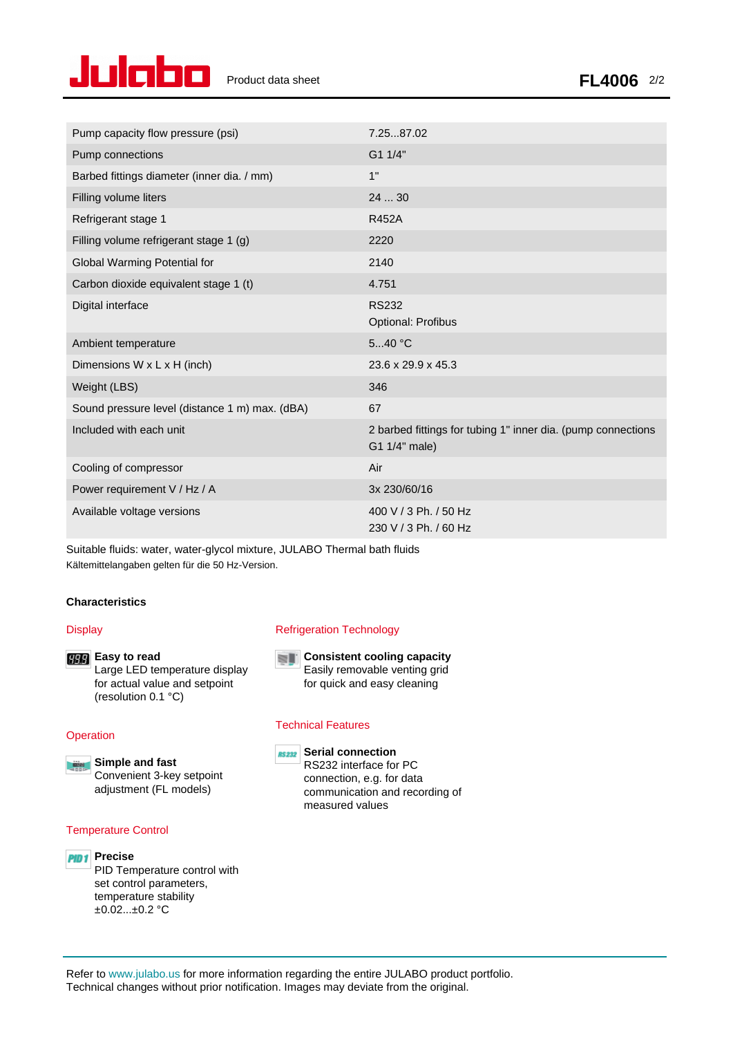| | |
|---|---|
| Pump capacity flow pressure (psi) | 7.25...87.02 |
| Pump connections | G1 1/4" |
| Barbed fittings diameter (inner dia. / mm) | 1" |
| Filling volume liters | 24 ... 30 |
| Refrigerant stage 1 | R452A |
| Filling volume refrigerant stage 1 (g) | 2220 |
| Global Warming Potential for | 2140 |
| Carbon dioxide equivalent stage 1 (t) | 4.751 |
| Digital interface | RS232<br>Optional: Profibus |
| Ambient temperature | 5...40 °C |
| Dimensions W x L x H (inch) | 23.6 x 29.9 x 45.3 |
| Weight (LBS) | 346 |
| Sound pressure level (distance 1 m) max. (dBA) | 67 |
| Included with each unit | 2 barbed fittings for tubing 1" inner dia. (pump connections G1 1/4" male) |
| Cooling of compressor | Air |
| Power requirement V / Hz / A | 3x 230/60/16 |
| Available voltage versions | 400 V / 3 Ph. / 50 Hz<br>230 V / 3 Ph. / 60 Hz |

Suitable fluids: water, water-glycol mixture, JULABO Thermal bath fluids

Kältemittelangaben gelten für die 50 Hz-Version.

## Characteristics

### Display

**Easy to read**
Large LED temperature display for actual value and setpoint (resolution 0.1 °C)

### Operation

**Simple and fast**
Convenient 3-key setpoint adjustment (FL models)

### Temperature Control

**Precise**
PID Temperature control with set control parameters, temperature stability ±0.02...±0.2 °C

### Refrigeration Technology

**Consistent cooling capacity**
Easily removable venting grid for quick and easy cleaning

### Technical Features

**Serial connection**
RS232 interface for PC connection, e.g. for data communication and recording of measured values

Refer to www.julabo.us for more information regarding the entire JULABO product portfolio.
Technical changes without prior notification. Images may deviate from the original.